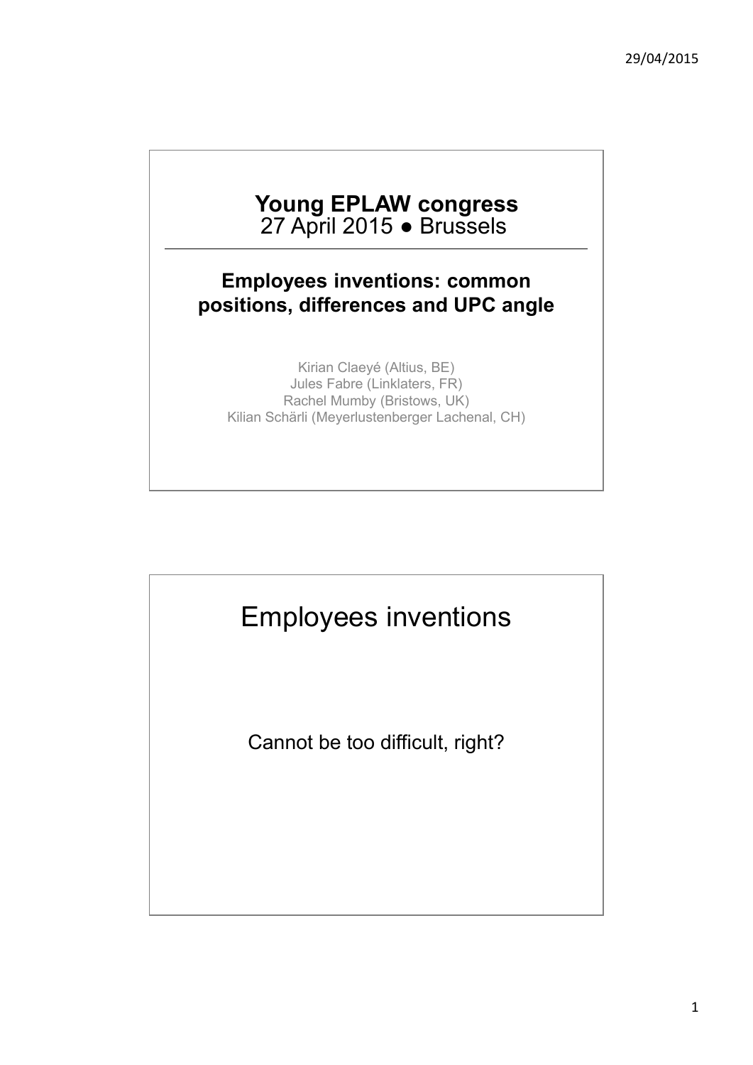# Young EPLAW congress

27 April 2015 ● Brussels

---

**Employees inventions: common positions, differences and UPC angle**

Kirian Claeyé (Altius, BE)
Jules Fabre (Linklaters, FR)
Rachel Mumby (Bristows, UK)
Kilian Schärli (Meyerlustenberger Lachenal, CH)

# Employees inventions

Cannot be too difficult, right?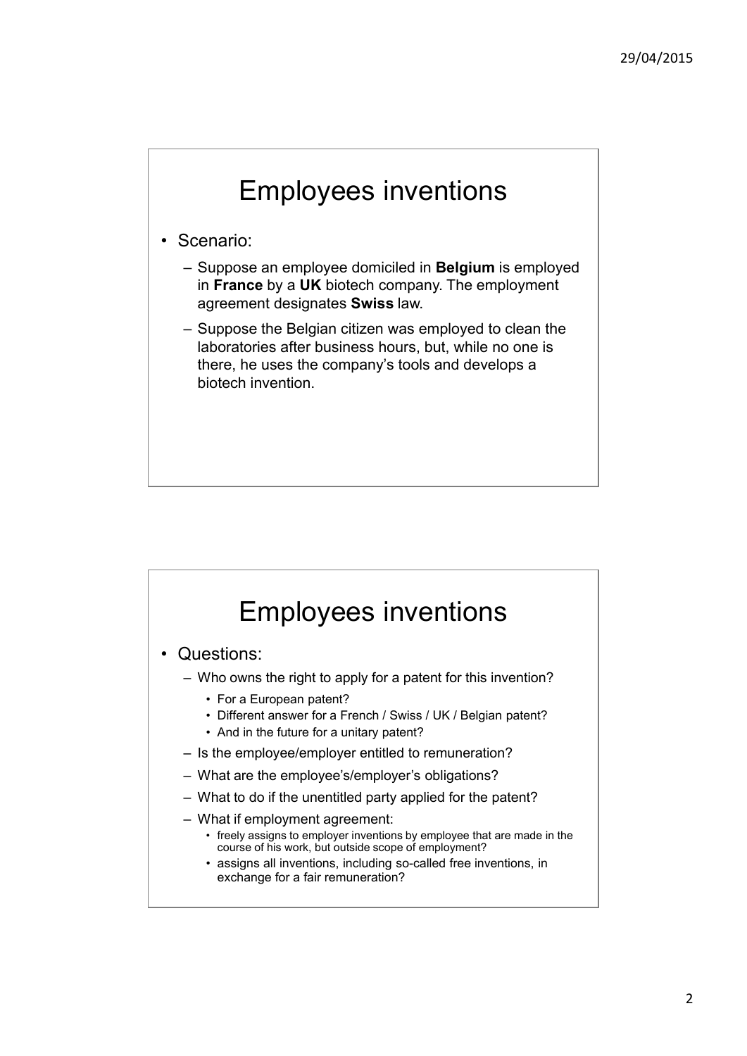# Employees inventions

- Scenario:
  - Suppose an employee domiciled in **Belgium** is employed in **France** by a **UK** biotech company. The employment agreement designates **Swiss** law.
  - Suppose the Belgian citizen was employed to clean the laboratories after business hours, but, while no one is there, he uses the company's tools and develops a biotech invention.

# Employees inventions

- Questions:
  - Who owns the right to apply for a patent for this invention?
    - For a European patent?
    - Different answer for a French / Swiss / UK / Belgian patent?
    - And in the future for a unitary patent?
  - Is the employee/employer entitled to remuneration?
  - What are the employee's/employer's obligations?
  - What to do if the unentitled party applied for the patent?
  - What if employment agreement:
    - freely assigns to employer inventions by employee that are made in the course of his work, but outside scope of employment?
    - assigns all inventions, including so-called free inventions, in exchange for a fair remuneration?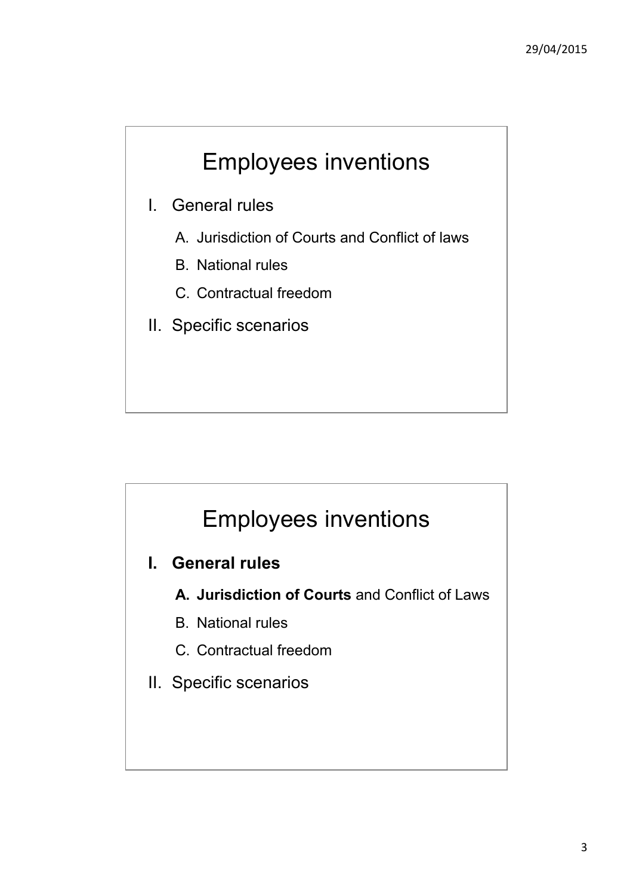# Employees inventions

I. General rules

   A. Jurisdiction of Courts and Conflict of laws

   B. National rules

   C. Contractual freedom

II. Specific scenarios

# Employees inventions

**I. General rules**

   **A. Jurisdiction of Courts** and Conflict of Laws

   B. National rules

   C. Contractual freedom

II. Specific scenarios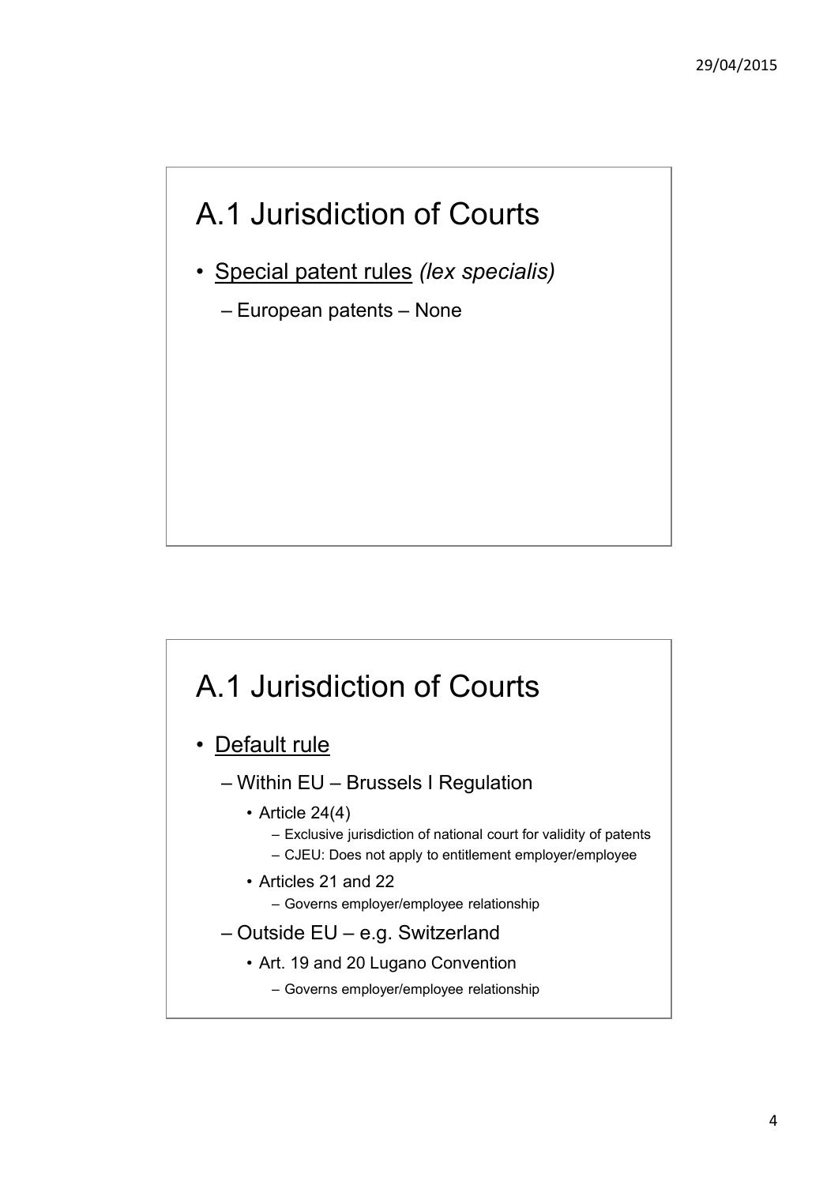## A.1 Jurisdiction of Courts

- <u>Special patent rules</u> *(lex specialis)*
  - European patents – None

## A.1 Jurisdiction of Courts

- <u>Default rule</u>
  - Within EU – Brussels I Regulation
    - Article 24(4)
      - Exclusive jurisdiction of national court for validity of patents
      - CJEU: Does not apply to entitlement employer/employee
    - Articles 21 and 22
      - Governs employer/employee relationship
  - Outside EU – e.g. Switzerland
    - Art. 19 and 20 Lugano Convention
      - Governs employer/employee relationship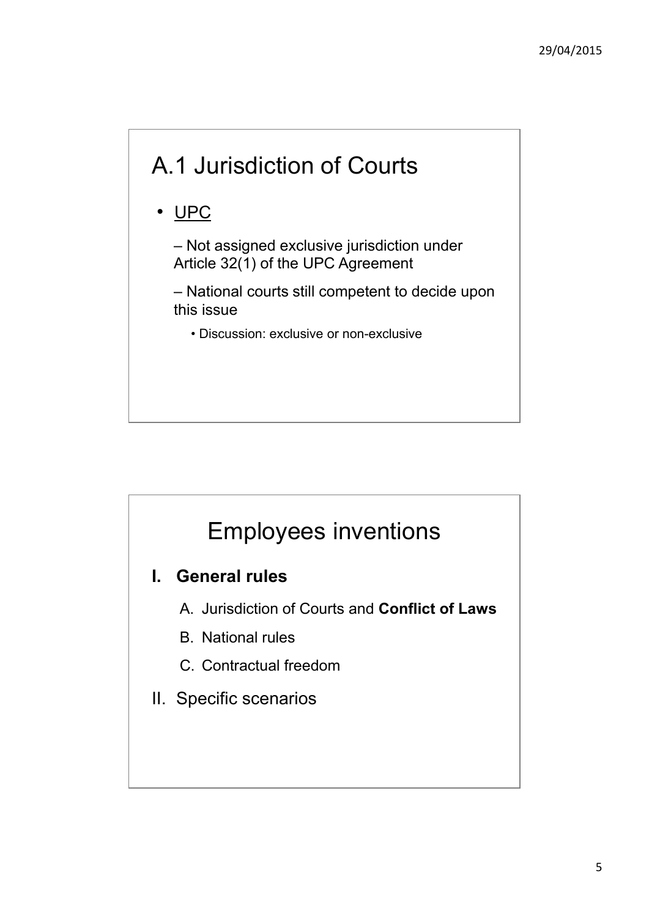## A.1 Jurisdiction of Courts

- UPC
  - – Not assigned exclusive jurisdiction under Article 32(1) of the UPC Agreement
  - – National courts still competent to decide upon this issue
    - Discussion: exclusive or non-exclusive

## Employees inventions

**I. General rules**

A. Jurisdiction of Courts and **Conflict of Laws**

B. National rules

C. Contractual freedom

II. Specific scenarios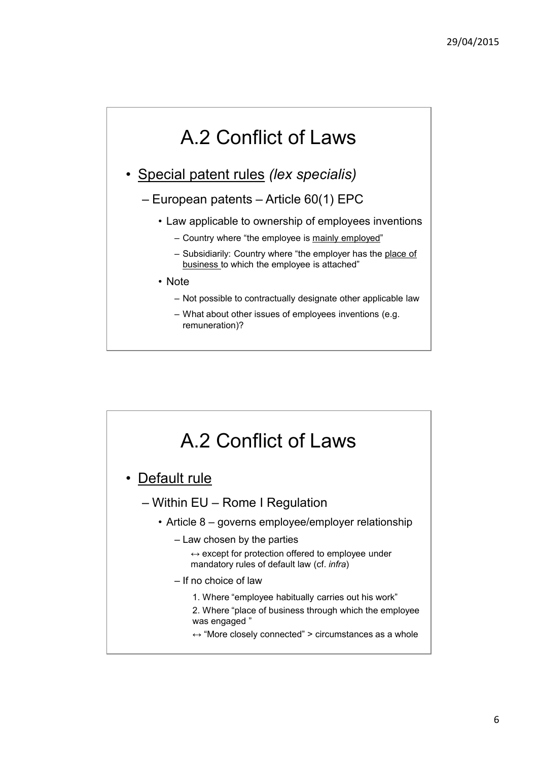# A.2 Conflict of Laws

- <u>Special patent rules</u> *(lex specialis)*
  - European patents – Article 60(1) EPC
    - Law applicable to ownership of employees inventions
      - Country where "the employee is <u>mainly employed</u>"
      - Subsidiarily: Country where "the employer has the <u>place of business</u> to which the employee is attached"
    - Note
      - Not possible to contractually designate other applicable law
      - What about other issues of employees inventions (e.g. remuneration)?

# A.2 Conflict of Laws

- <u>Default rule</u>
  - Within EU – Rome I Regulation
    - Article 8 – governs employee/employer relationship
      - Law chosen by the parties
        ↔ except for protection offered to employee under mandatory rules of default law (cf. *infra*)
      - If no choice of law
        1. Where "employee habitually carries out his work"
        2. Where "place of business through which the employee was engaged "
        
        ↔ "More closely connected" > circumstances as a whole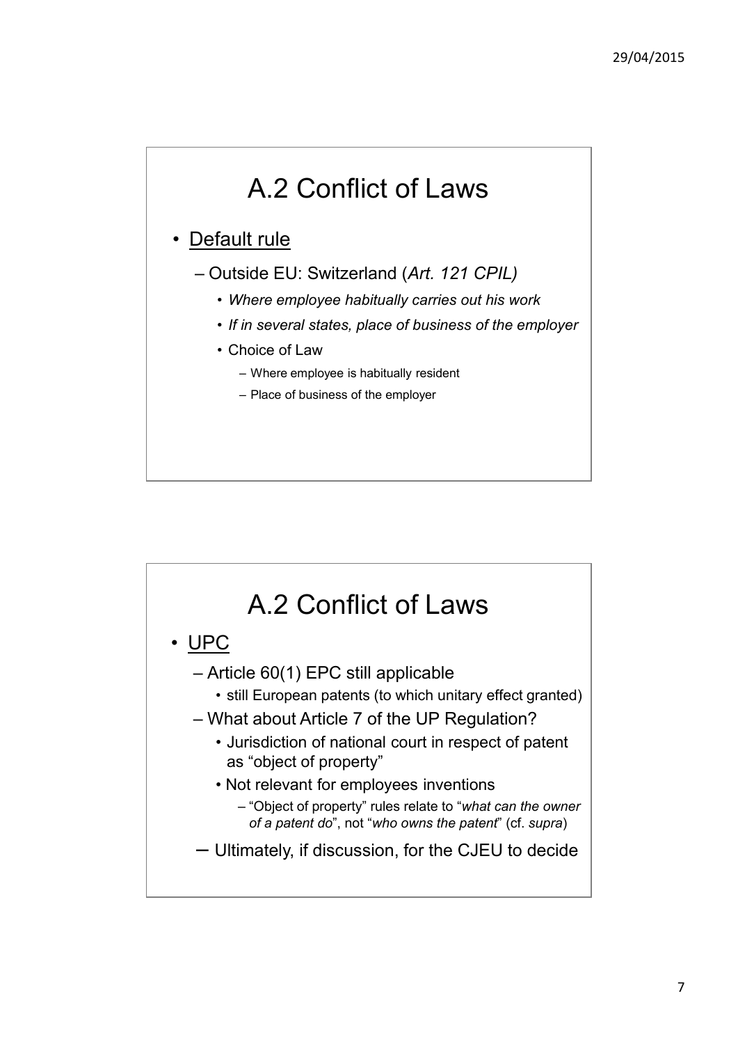# A.2 Conflict of Laws

- Default rule
  - Outside EU: Switzerland (*Art. 121 CPIL)*
    - *Where employee habitually carries out his work*
    - *If in several states, place of business of the employer*
    - Choice of Law
      - Where employee is habitually resident
      - Place of business of the employer

# A.2 Conflict of Laws

- UPC
  - Article 60(1) EPC still applicable
    - still European patents (to which unitary effect granted)
  - What about Article 7 of the UP Regulation?
    - Jurisdiction of national court in respect of patent as "object of property"
    - Not relevant for employees inventions
      - "Object of property" rules relate to "*what can the owner of a patent do*", not "*who owns the patent*" (cf. *supra*)
  - Ultimately, if discussion, for the CJEU to decide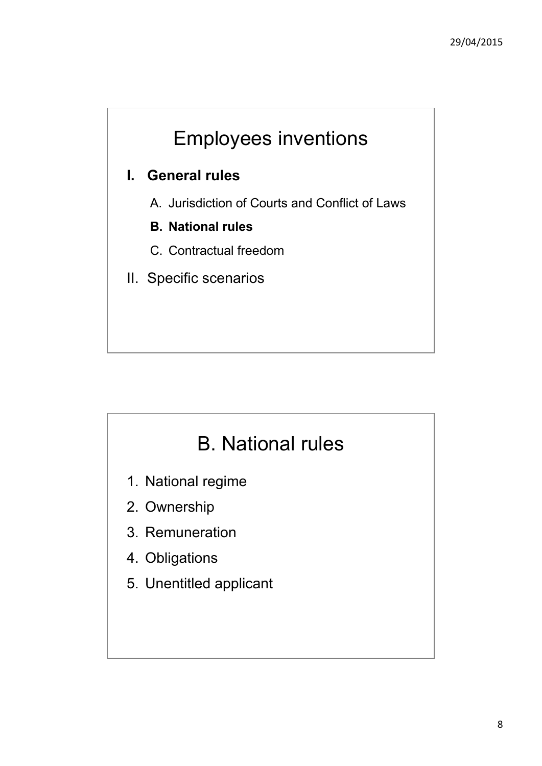# Employees inventions

**I. General rules**

A. Jurisdiction of Courts and Conflict of Laws

**B. National rules**

C. Contractual freedom

II. Specific scenarios

# B. National rules

1. National regime
2. Ownership
3. Remuneration
4. Obligations
5. Unentitled applicant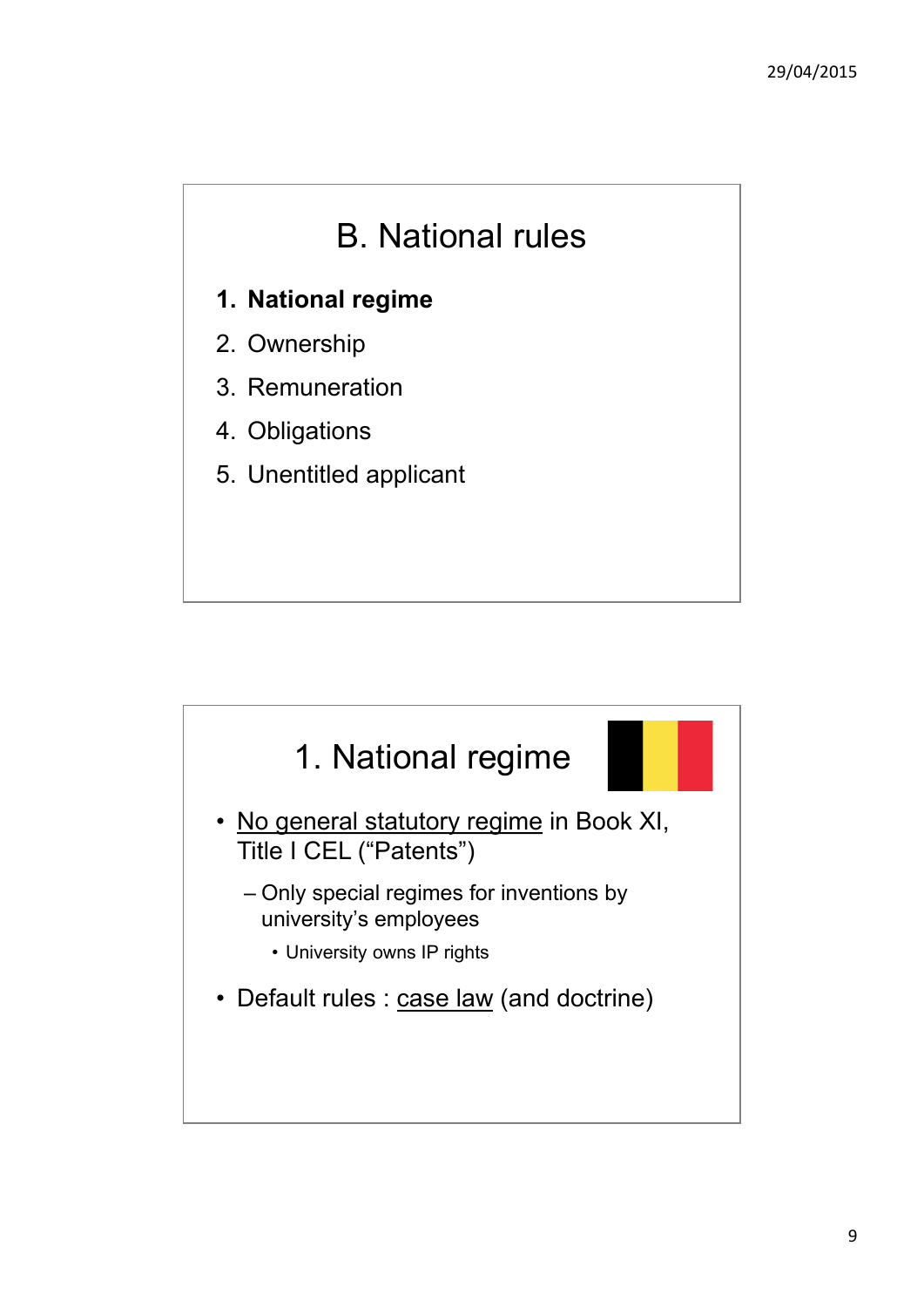# B. National rules

1. **National regime**
2. Ownership
3. Remuneration
4. Obligations
5. Unentitled applicant

# 1. National regime

- <u>No general statutory regime</u> in Book XI, Title I CEL ("Patents")
  - Only special regimes for inventions by university's employees
    - University owns IP rights
- Default rules : <u>case law</u> (and doctrine)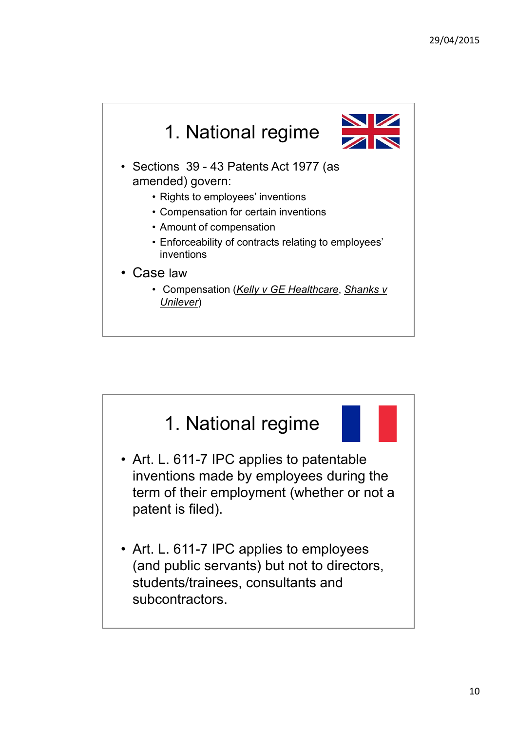## 1. National regime

- Sections 39 - 43 Patents Act 1977 (as amended) govern:
  - Rights to employees' inventions
  - Compensation for certain inventions
  - Amount of compensation
  - Enforceability of contracts relating to employees' inventions
- Case law
  - Compensation (*Kelly v GE Healthcare*, *Shanks v Unilever*)

## 1. National regime

- Art. L. 611-7 IPC applies to patentable inventions made by employees during the term of their employment (whether or not a patent is filed).
- Art. L. 611-7 IPC applies to employees (and public servants) but not to directors, students/trainees, consultants and subcontractors.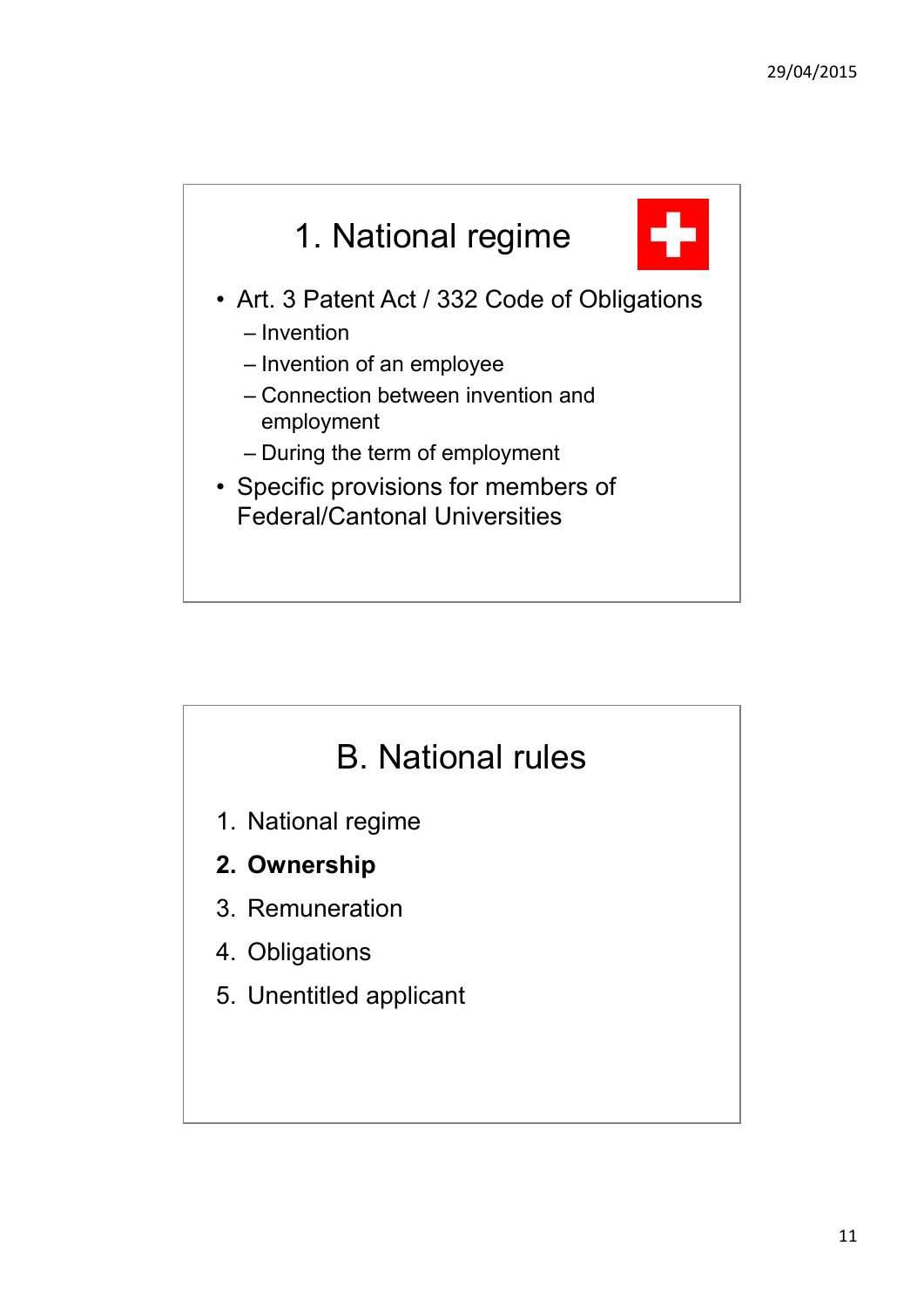## 1. National regime

- Art. 3 Patent Act / 332 Code of Obligations
  - Invention
  - Invention of an employee
  - Connection between invention and employment
  - During the term of employment
- Specific provisions for members of Federal/Cantonal Universities

## B. National rules

1. National regime
2. **Ownership**
3. Remuneration
4. Obligations
5. Unentitled applicant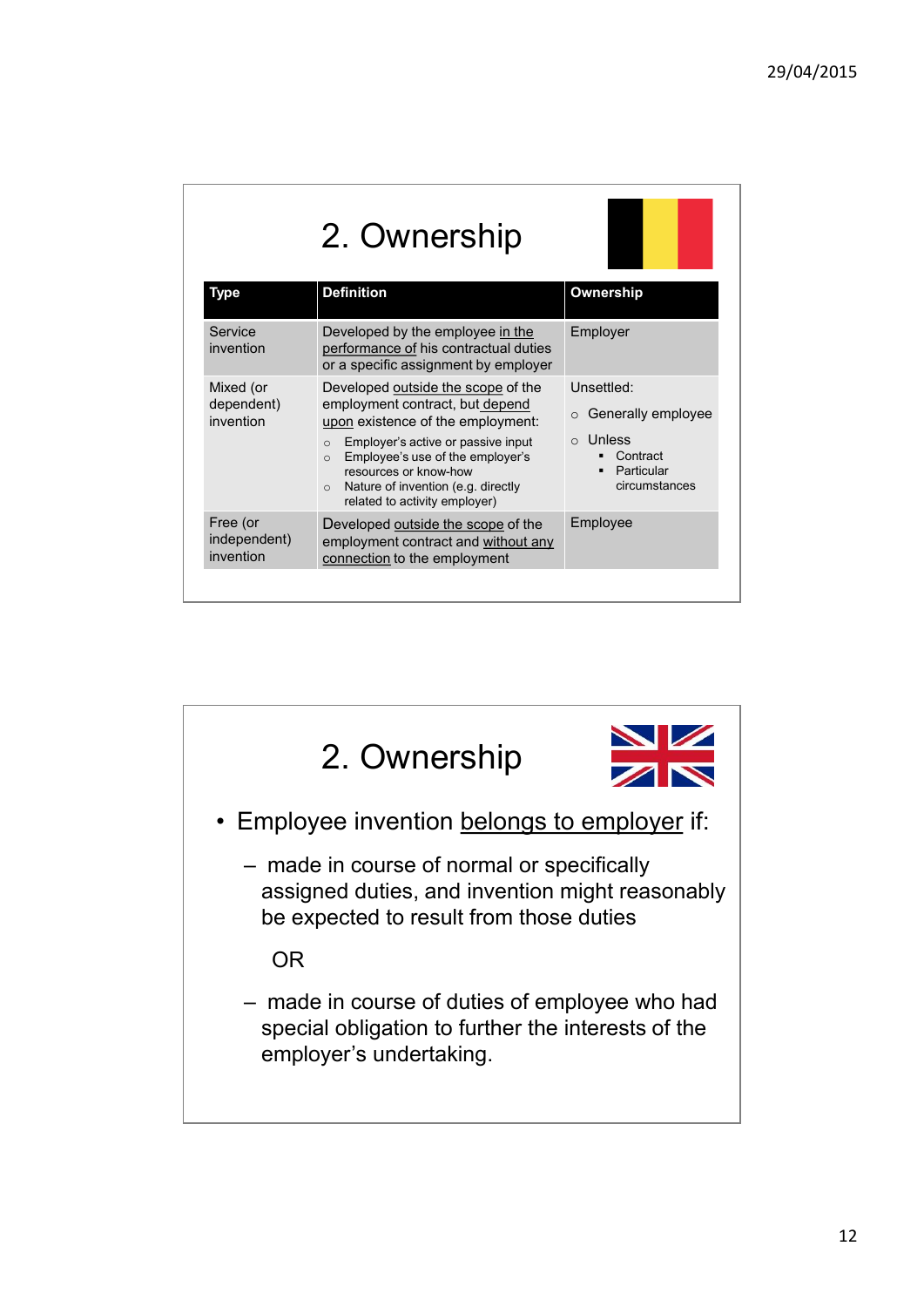## 2. Ownership

| Type | Definition | Ownership |
|---|---|---|
| Service invention | Developed by the employee in the performance of his contractual duties or a specific assignment by employer | Employer |
| Mixed (or dependent) invention | Developed outside the scope of the employment contract, but depend upon existence of the employment:<br>○ Employer's active or passive input<br>○ Employee's use of the employer's resources or know-how<br>○ Nature of invention (e.g. directly related to activity employer) | Unsettled:<br>○ Generally employee<br>○ Unless<br>▪ Contract<br>▪ Particular circumstances |
| Free (or independent) invention | Developed outside the scope of the employment contract and without any connection to the employment | Employee |

## 2. Ownership

- Employee invention belongs to employer if:
  - made in course of normal or specifically assigned duties, and invention might reasonably be expected to result from those duties

    OR

  - made in course of duties of employee who had special obligation to further the interests of the employer's undertaking.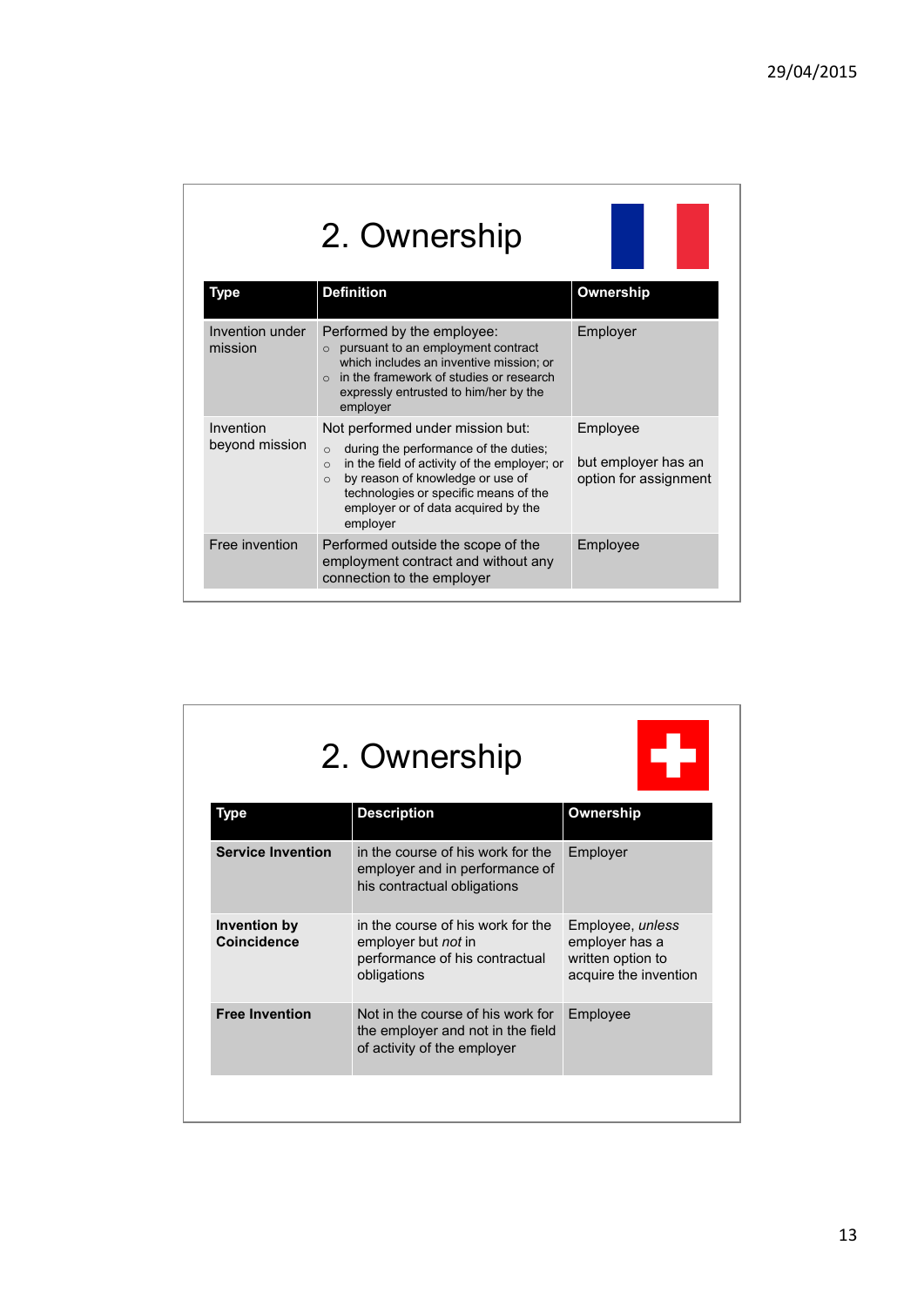## 2. Ownership

| Type | Definition | Ownership |
|---|---|---|
| Invention under mission | Performed by the employee:<br>○ pursuant to an employment contract which includes an inventive mission; or<br>○ in the framework of studies or research expressly entrusted to him/her by the employer | Employer |
| Invention beyond mission | Not performed under mission but:<br>○ during the performance of the duties;<br>○ in the field of activity of the employer; or<br>○ by reason of knowledge or use of technologies or specific means of the employer or of data acquired by the employer | Employee<br><br>but employer has an option for assignment |
| Free invention | Performed outside the scope of the employment contract and without any connection to the employer | Employee |

## 2. Ownership

| Type | Description | Ownership |
|---|---|---|
| **Service Invention** | in the course of his work for the employer and in performance of his contractual obligations | Employer |
| **Invention by Coincidence** | in the course of his work for the employer but *not* in performance of his contractual obligations | Employee, *unless* employer has a written option to acquire the invention |
| **Free Invention** | Not in the course of his work for the employer and not in the field of activity of the employer | Employee |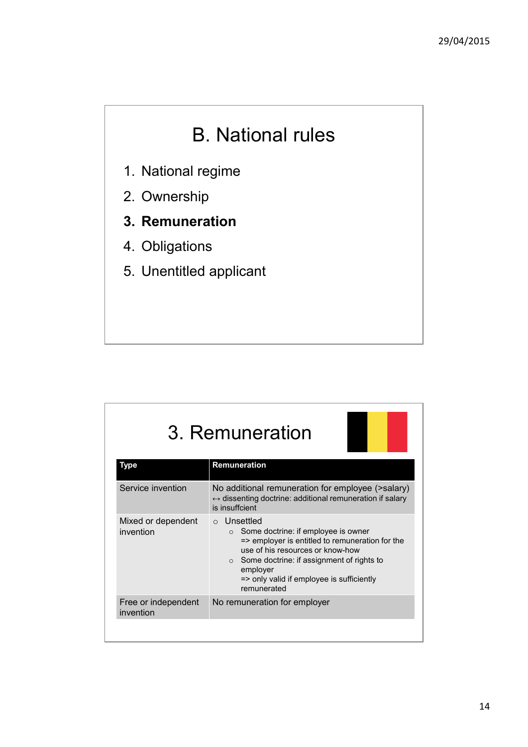# B. National rules

1. National regime
2. Ownership
3. **Remuneration**
4. Obligations
5. Unentitled applicant

# 3. Remuneration

| Type | Remuneration |
|---|---|
| Service invention | No additional remuneration for employee (>salary)<br>↔ dissenting doctrine: additional remuneration if salary is insuffcient |
| Mixed or dependent invention | ○ Unsettled<br>  ○ Some doctrine: if employee is owner<br>  => employer is entitled to remuneration for the use of his resources or know-how<br>  ○ Some doctrine: if assignment of rights to employer<br>  => only valid if employee is sufficiently remunerated |
| Free or independent invention | No remuneration for employer |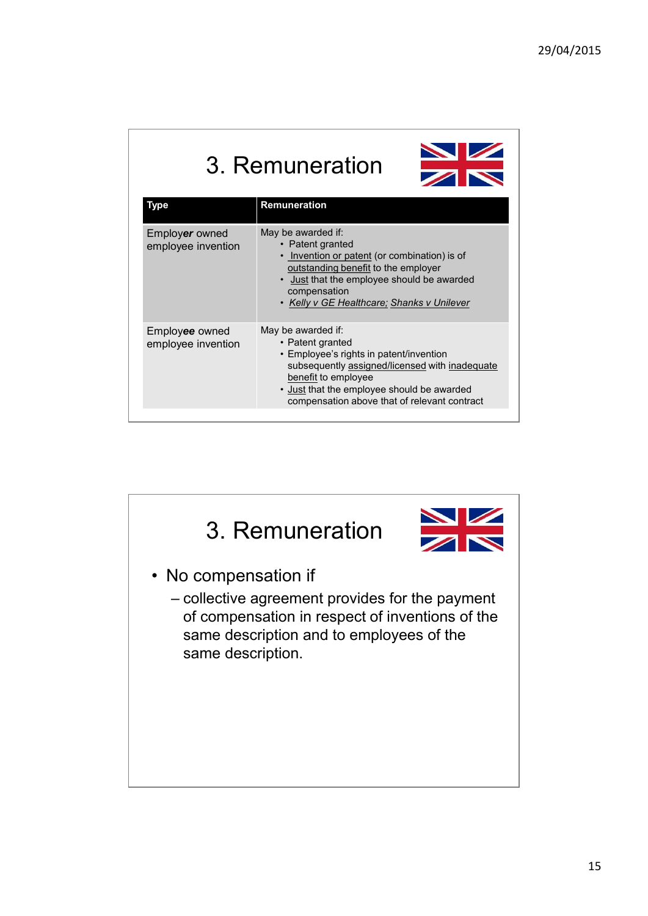# 3. Remuneration

| Type | Remuneration |
| --- | --- |
| Employ*er* owned employee invention | May be awarded if:<br>• Patent granted<br>• Invention or patent (or combination) is of outstanding benefit to the employer<br>• Just that the employee should be awarded compensation<br>• *Kelly v GE Healthcare; Shanks v Unilever* |
| Employ*ee* owned employee invention | May be awarded if:<br>• Patent granted<br>• Employee's rights in patent/invention subsequently assigned/licensed with inadequate benefit to employee<br>• Just that the employee should be awarded compensation above that of relevant contract |

# 3. Remuneration

- No compensation if
  - collective agreement provides for the payment of compensation in respect of inventions of the same description and to employees of the same description.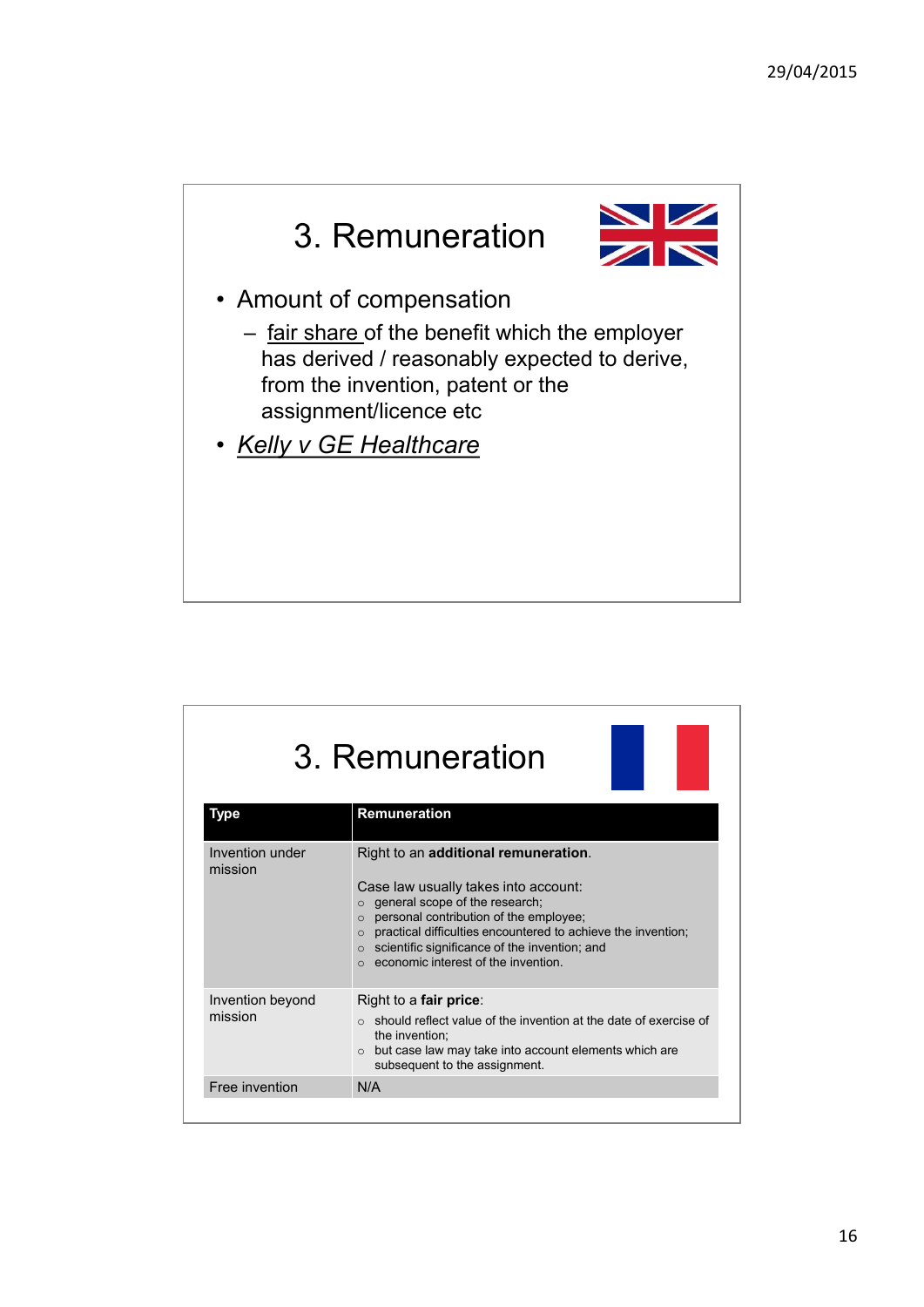## 3. Remuneration

- Amount of compensation
  - fair share of the benefit which the employer has derived / reasonably expected to derive, from the invention, patent or the assignment/licence etc
- *Kelly v GE Healthcare*

## 3. Remuneration

| Type | Remuneration |
|---|---|
| Invention under mission | Right to an **additional remuneration**.<br><br>Case law usually takes into account:<br>○ general scope of the research;<br>○ personal contribution of the employee;<br>○ practical difficulties encountered to achieve the invention;<br>○ scientific significance of the invention; and<br>○ economic interest of the invention. |
| Invention beyond mission | Right to a **fair price**:<br>○ should reflect value of the invention at the date of exercise of the invention;<br>○ but case law may take into account elements which are subsequent to the assignment. |
| Free invention | N/A |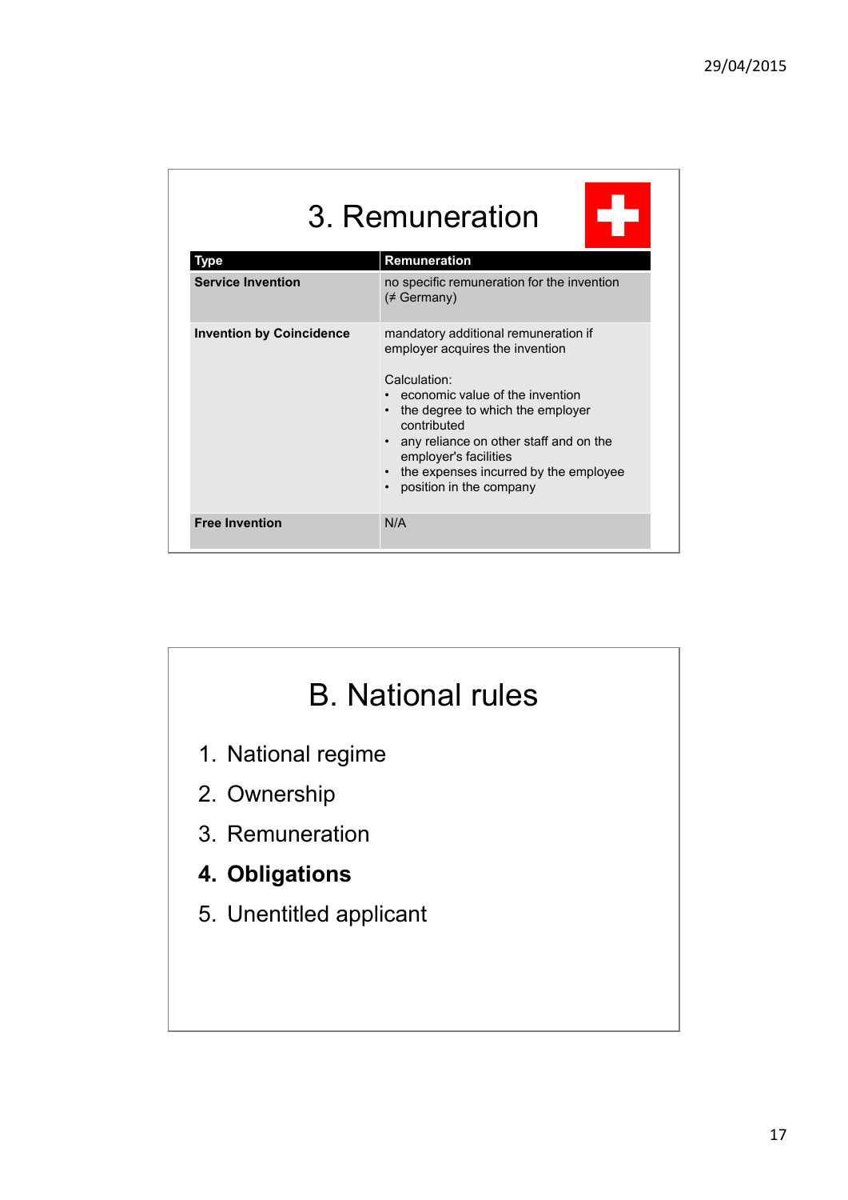# 3. Remuneration

| Type | Remuneration |
|---|---|
| **Service Invention** | no specific remuneration for the invention (≠ Germany) |
| **Invention by Coincidence** | mandatory additional remuneration if employer acquires the invention<br><br>Calculation:<br>• economic value of the invention<br>• the degree to which the employer contributed<br>• any reliance on other staff and on the employer's facilities<br>• the expenses incurred by the employee<br>• position in the company |
| **Free Invention** | N/A |

# B. National rules

1. National regime
2. Ownership
3. Remuneration
4. **Obligations**
5. Unentitled applicant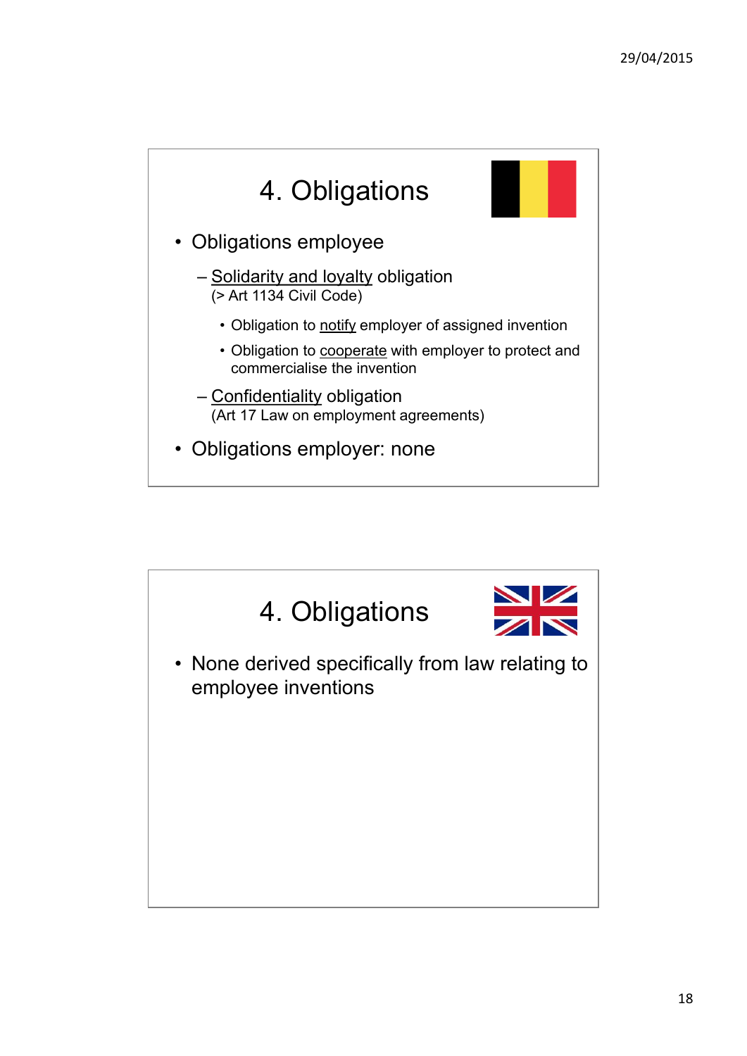## 4. Obligations

- Obligations employee
  - Solidarity and loyalty obligation (> Art 1134 Civil Code)
    - Obligation to notify employer of assigned invention
    - Obligation to cooperate with employer to protect and commercialise the invention
  - Confidentiality obligation (Art 17 Law on employment agreements)
- Obligations employer: none

## 4. Obligations

- None derived specifically from law relating to employee inventions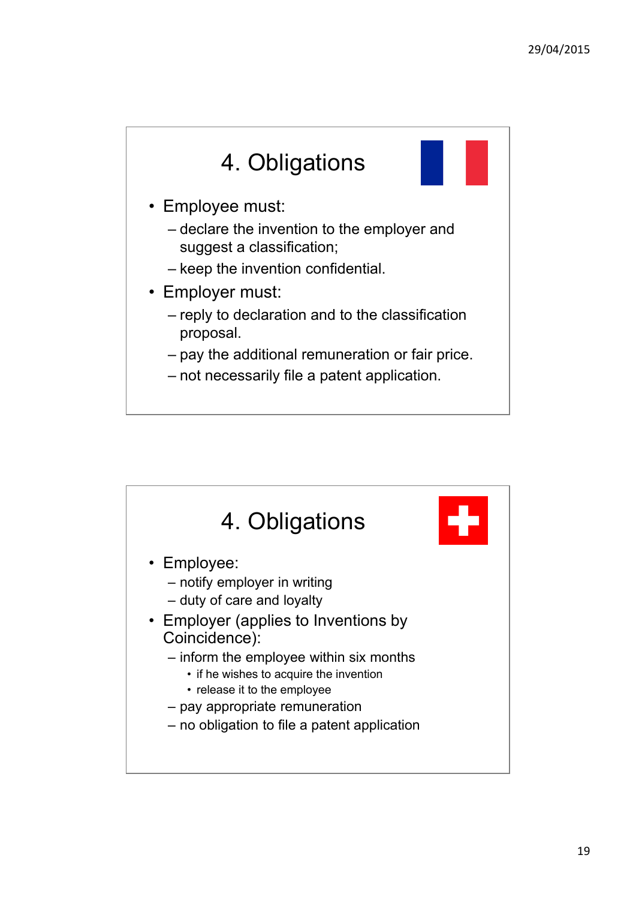## 4. Obligations

- Employee must:
  - declare the invention to the employer and suggest a classification;
  - keep the invention confidential.
- Employer must:
  - reply to declaration and to the classification proposal.
  - pay the additional remuneration or fair price.
  - not necessarily file a patent application.

## 4. Obligations

- Employee:
  - notify employer in writing
  - duty of care and loyalty
- Employer (applies to Inventions by Coincidence):
  - inform the employee within six months
    - if he wishes to acquire the invention
    - release it to the employee
  - pay appropriate remuneration
  - no obligation to file a patent application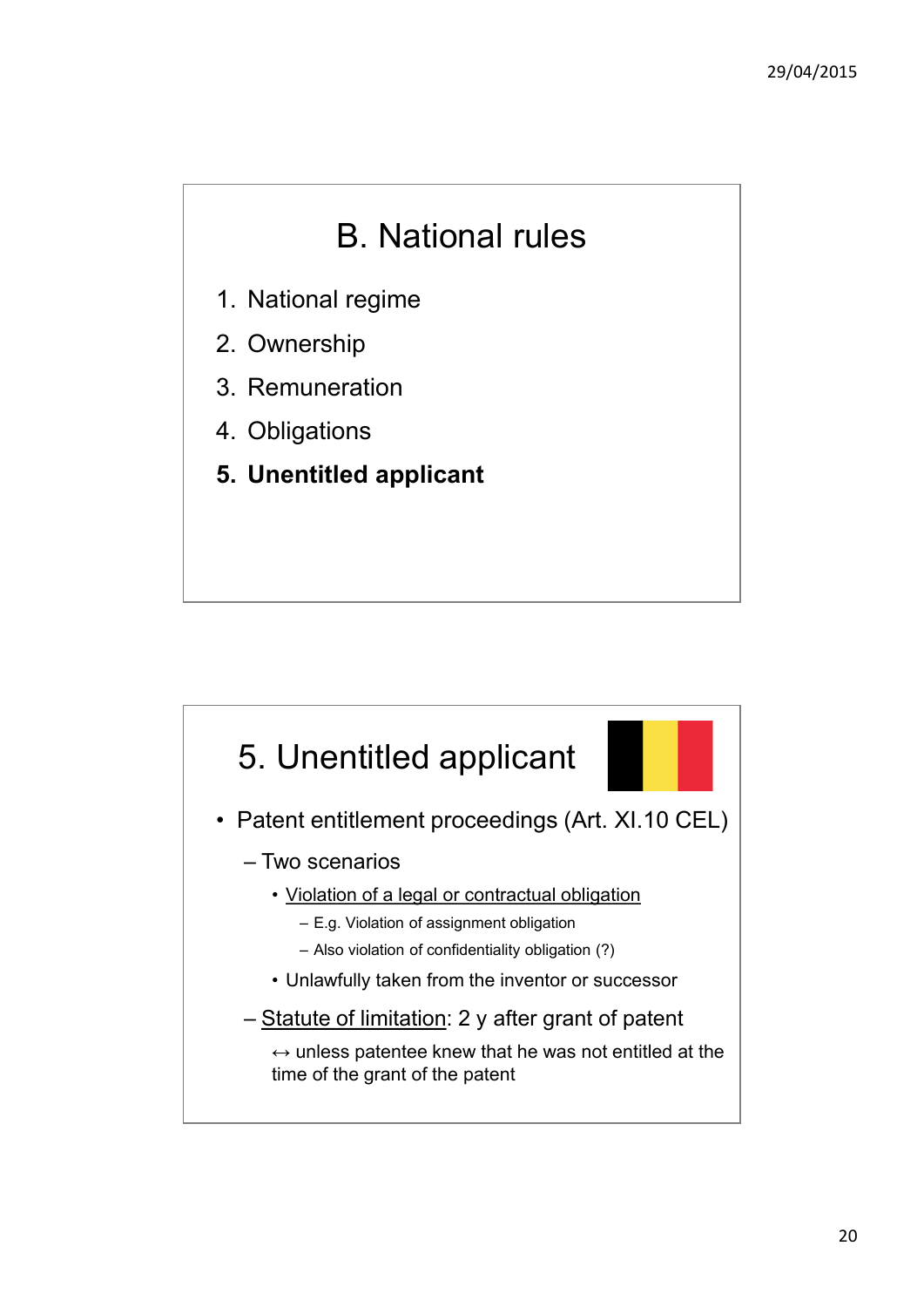# B. National rules

1. National regime
2. Ownership
3. Remuneration
4. Obligations
5. **Unentitled applicant**

# 5. Unentitled applicant

- Patent entitlement proceedings (Art. XI.10 CEL)
  - Two scenarios
    - Violation of a legal or contractual obligation
      - E.g. Violation of assignment obligation
      - Also violation of confidentiality obligation (?)
    - Unlawfully taken from the inventor or successor
  - Statute of limitation: 2 y after grant of patent

    ↔ unless patentee knew that he was not entitled at the time of the grant of the patent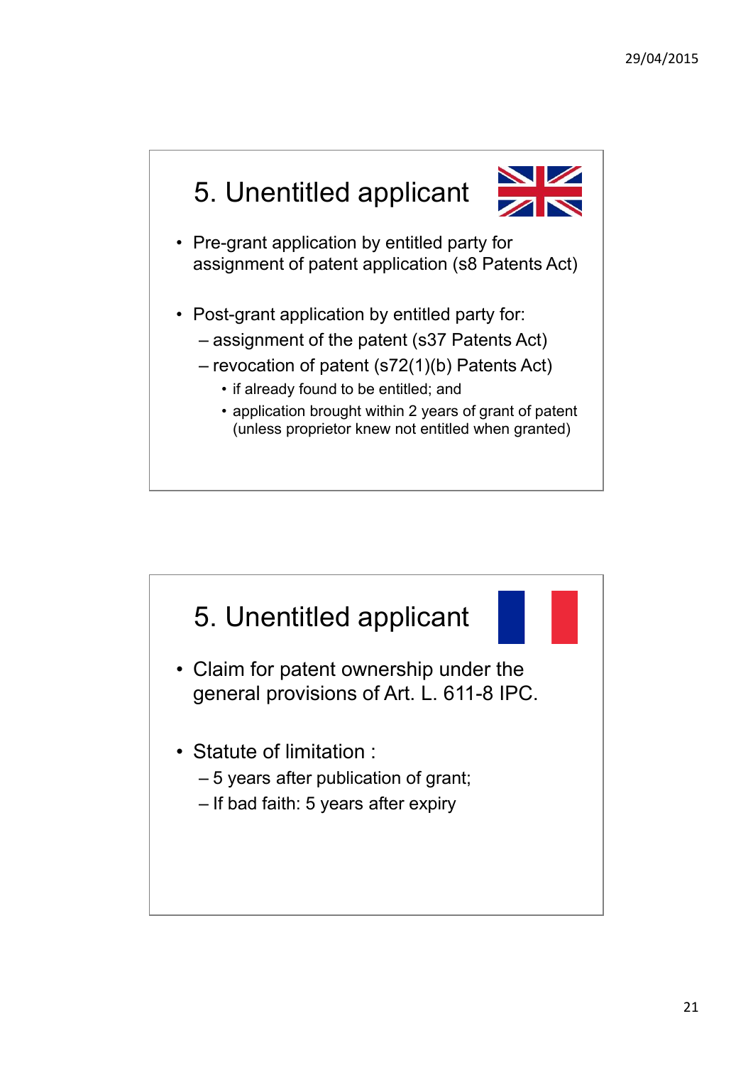## 5. Unentitled applicant

- Pre-grant application by entitled party for assignment of patent application (s8 Patents Act)
- Post-grant application by entitled party for:
  - assignment of the patent (s37 Patents Act)
  - revocation of patent (s72(1)(b) Patents Act)
    - if already found to be entitled; and
    - application brought within 2 years of grant of patent (unless proprietor knew not entitled when granted)

## 5. Unentitled applicant

- Claim for patent ownership under the general provisions of Art. L. 611-8 IPC.
- Statute of limitation :
  - 5 years after publication of grant;
  - If bad faith: 5 years after expiry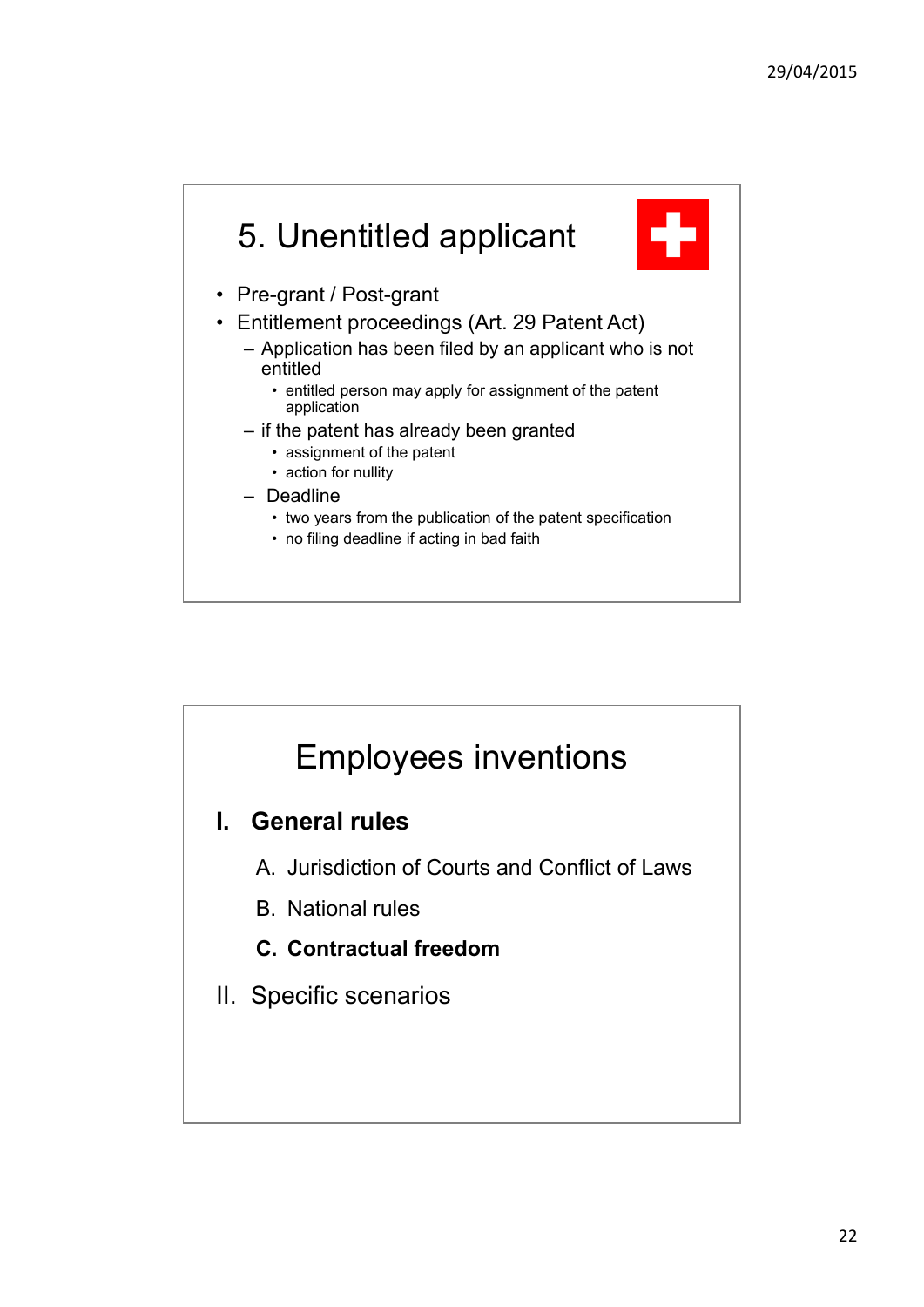## 5. Unentitled applicant

- Pre-grant / Post-grant
- Entitlement proceedings (Art. 29 Patent Act)
  - Application has been filed by an applicant who is not entitled
    - entitled person may apply for assignment of the patent application
  - if the patent has already been granted
    - assignment of the patent
    - action for nullity
  - Deadline
    - two years from the publication of the patent specification
    - no filing deadline if acting in bad faith

## Employees inventions

**I. General rules**

A. Jurisdiction of Courts and Conflict of Laws

B. National rules

**C. Contractual freedom**

II. Specific scenarios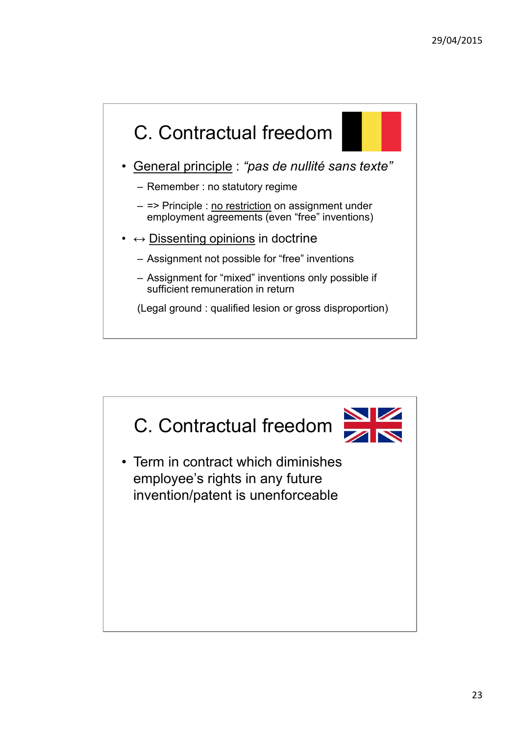## C. Contractual freedom

- General principle : *"pas de nullité sans texte"*
  - Remember : no statutory regime
  - => Principle : no restriction on assignment under employment agreements (even "free" inventions)
- ↔ Dissenting opinions in doctrine
  - Assignment not possible for "free" inventions
  - Assignment for "mixed" inventions only possible if sufficient remuneration in return

  (Legal ground : qualified lesion or gross disproportion)

## C. Contractual freedom

- Term in contract which diminishes employee's rights in any future invention/patent is unenforceable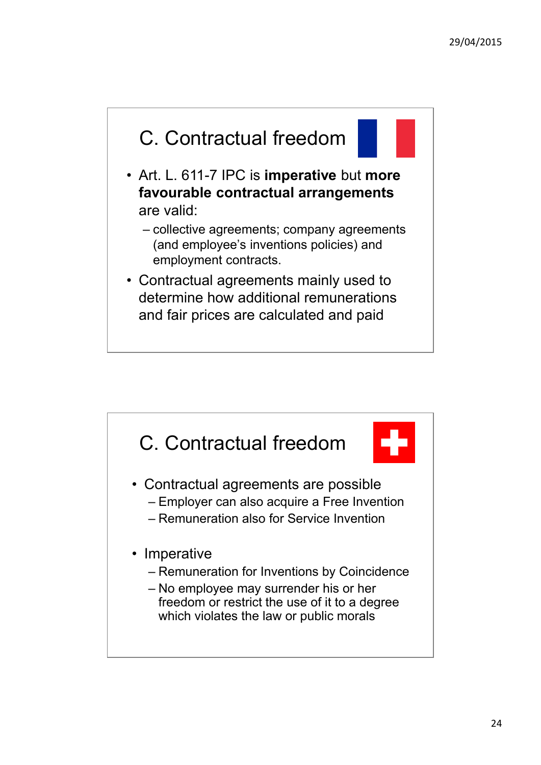## C. Contractual freedom

- Art. L. 611-7 IPC is **imperative** but **more favourable contractual arrangements** are valid:
  - collective agreements; company agreements (and employee's inventions policies) and employment contracts.
- Contractual agreements mainly used to determine how additional remunerations and fair prices are calculated and paid

## C. Contractual freedom

- Contractual agreements are possible
  - Employer can also acquire a Free Invention
  - Remuneration also for Service Invention
- Imperative
  - Remuneration for Inventions by Coincidence
  - No employee may surrender his or her freedom or restrict the use of it to a degree which violates the law or public morals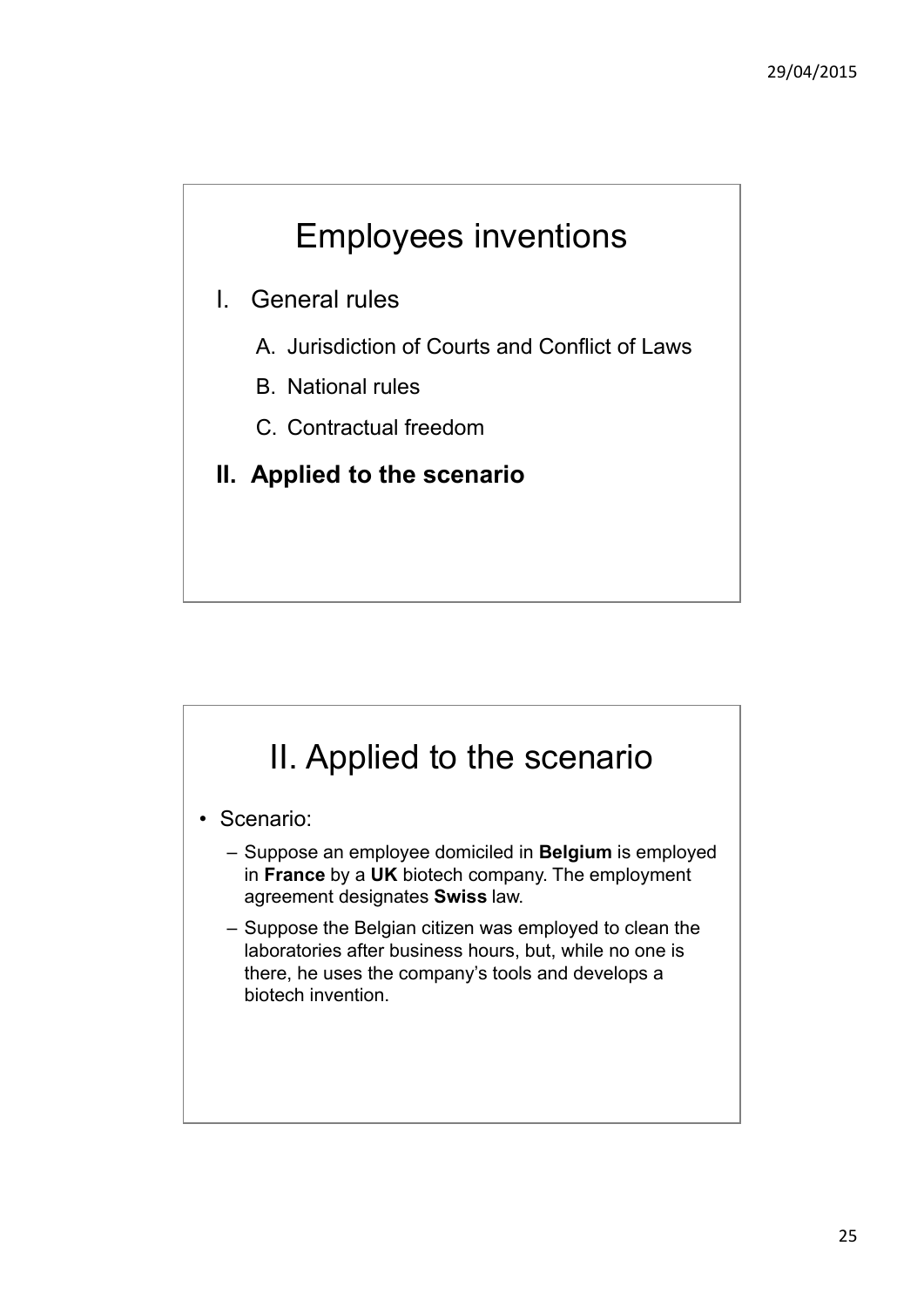# Employees inventions

I. General rules
   A. Jurisdiction of Courts and Conflict of Laws
   B. National rules
   C. Contractual freedom

**II. Applied to the scenario**

# II. Applied to the scenario

- Scenario:
  - Suppose an employee domiciled in **Belgium** is employed in **France** by a **UK** biotech company. The employment agreement designates **Swiss** law.
  - Suppose the Belgian citizen was employed to clean the laboratories after business hours, but, while no one is there, he uses the company's tools and develops a biotech invention.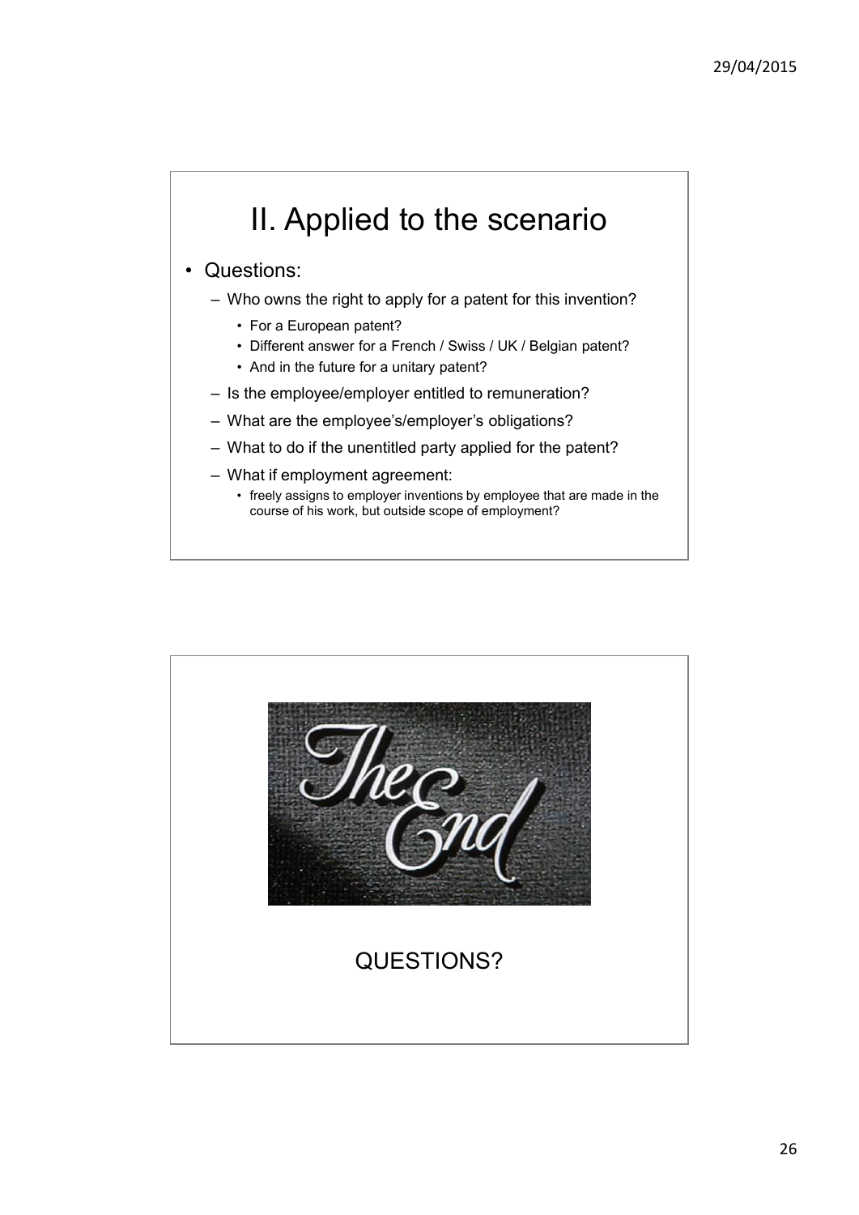# II. Applied to the scenario

- Questions:
  - Who owns the right to apply for a patent for this invention?
    - For a European patent?
    - Different answer for a French / Swiss / UK / Belgian patent?
    - And in the future for a unitary patent?
  - Is the employee/employer entitled to remuneration?
  - What are the employee's/employer's obligations?
  - What to do if the unentitled party applied for the patent?
  - What if employment agreement:
    - freely assigns to employer inventions by employee that are made in the course of his work, but outside scope of employment?

QUESTIONS?